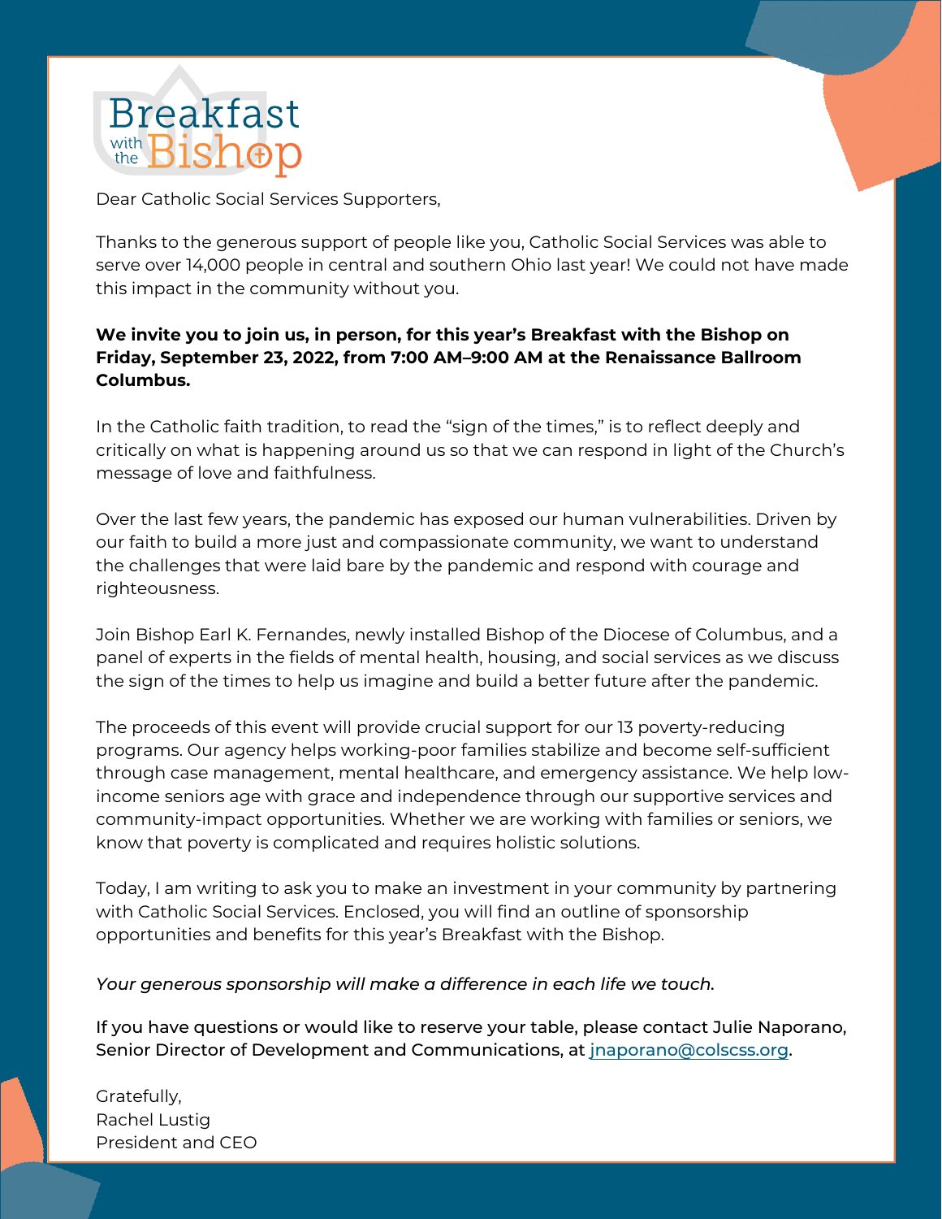# Breakfast with the Bishop

Dear Catholic Social Services Supporters,

Thanks to the generous support of people like you, Catholic Social Services was able to serve over 14,000 people in central and southern Ohio last year! We could not have made this impact in the community without you.

**We invite you to join us, in person, for this year's Breakfast with the Bishop on Friday, September 23, 2022, from 7:00 AM–9:00 AM at the Renaissance Ballroom Columbus.**

In the Catholic faith tradition, to read the "sign of the times," is to reflect deeply and critically on what is happening around us so that we can respond in light of the Church's message of love and faithfulness.

Over the last few years, the pandemic has exposed our human vulnerabilities. Driven by our faith to build a more just and compassionate community, we want to understand the challenges that were laid bare by the pandemic and respond with courage and righteousness.

Join Bishop Earl K. Fernandes, newly installed Bishop of the Diocese of Columbus, and a panel of experts in the fields of mental health, housing, and social services as we discuss the sign of the times to help us imagine and build a better future after the pandemic.

The proceeds of this event will provide crucial support for our 13 poverty-reducing programs. Our agency helps working-poor families stabilize and become self-sufficient through case management, mental healthcare, and emergency assistance. We help low-income seniors age with grace and independence through our supportive services and community-impact opportunities. Whether we are working with families or seniors, we know that poverty is complicated and requires holistic solutions.

Today, I am writing to ask you to make an investment in your community by partnering with Catholic Social Services. Enclosed, you will find an outline of sponsorship opportunities and benefits for this year's Breakfast with the Bishop.

*Your generous sponsorship will make a difference in each life we touch.*

If you have questions or would like to reserve your table, please contact Julie Naporano, Senior Director of Development and Communications, at jnaporano@colscss.org.

Gratefully,
Rachel Lustig
President and CEO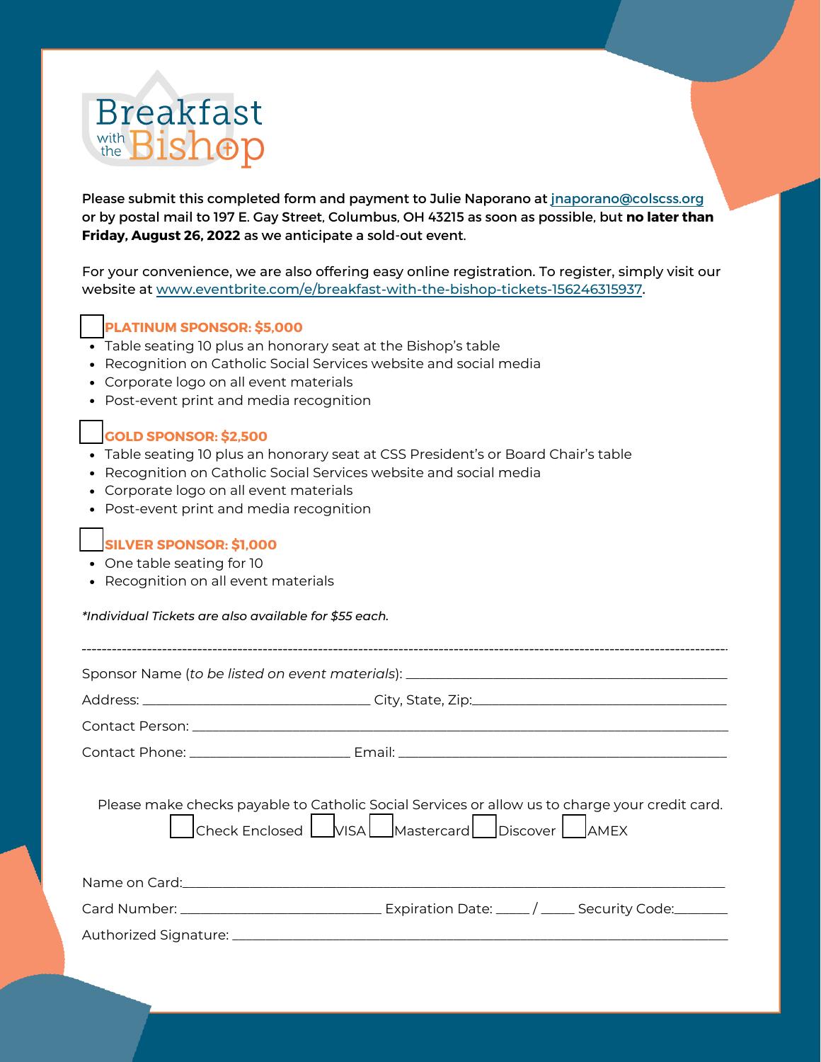# Breakfast with the Bishop

**Please submit this completed form and payment to Julie Naporano at jnaporano@colscss.org or by postal mail to 197 E. Gay Street, Columbus, OH 43215 as soon as possible, but no later than Friday, August 26, 2022 as we anticipate a sold-out event.**

For your convenience, we are also offering easy online registration. To register, simply visit our website at www.eventbrite.com/e/breakfast-with-the-bishop-tickets-156246315937.

☐ **PLATINUM SPONSOR: $5,000**

- Table seating 10 plus an honorary seat at the Bishop's table
- Recognition on Catholic Social Services website and social media
- Corporate logo on all event materials
- Post-event print and media recognition

☐ **GOLD SPONSOR: $2,500**

- Table seating 10 plus an honorary seat at CSS President's or Board Chair's table
- Recognition on Catholic Social Services website and social media
- Corporate logo on all event materials
- Post-event print and media recognition

☐ **SILVER SPONSOR: $1,000**

- One table seating for 10
- Recognition on all event materials

*\*Individual Tickets are also available for $55 each.*

---

Sponsor Name (*to be listed on event materials*): ______________________________

Address: ______________________ City, State, Zip: ______________________

Contact Person: ______________________________

Contact Phone: ________________ Email: ______________________

Please make checks payable to Catholic Social Services or allow us to charge your credit card.

☐ Check Enclosed ☐ VISA ☐ Mastercard ☐ Discover ☐ AMEX

Name on Card: ______________________________

Card Number: ____________________ Expiration Date: _____ / _____ Security Code: ________

Authorized Signature: ______________________________